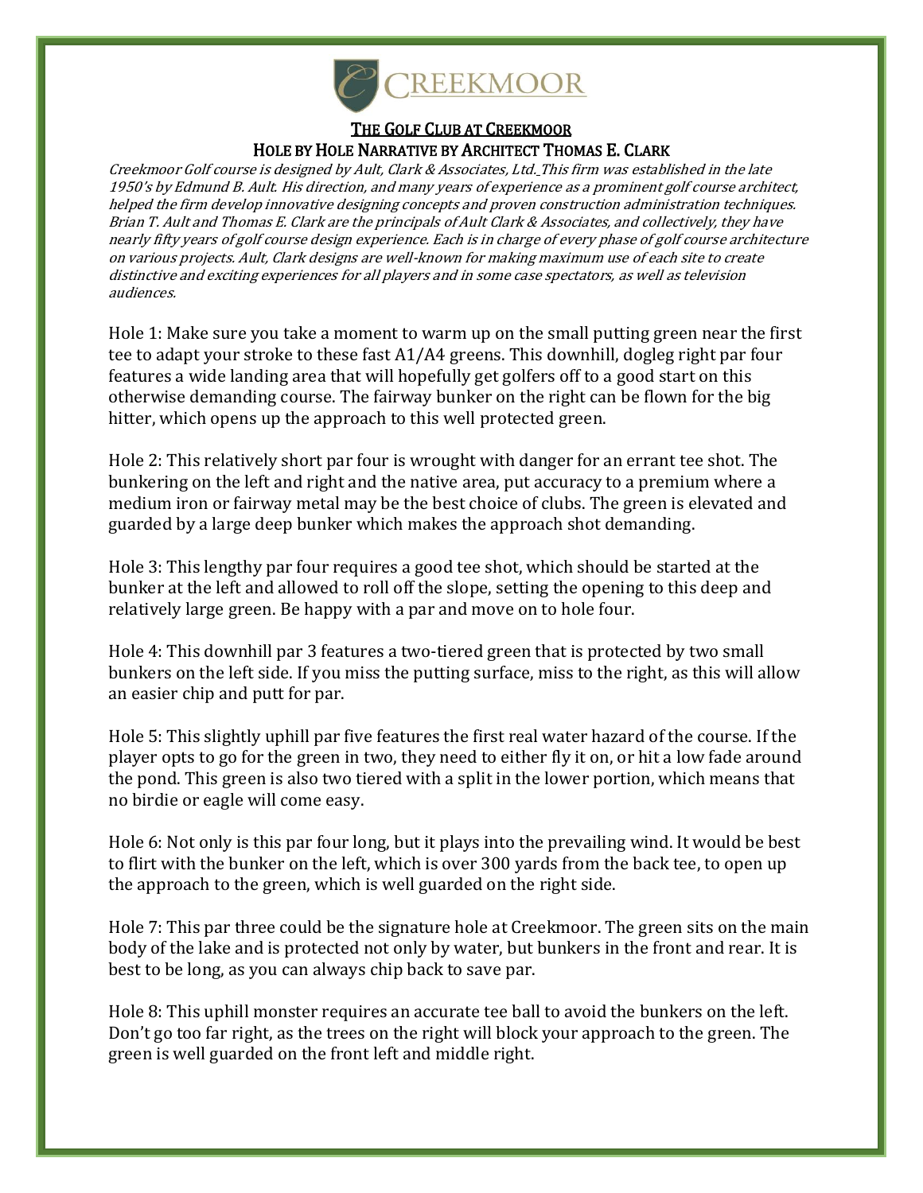# CREEKMOOR

## THE GOLF CLUB AT CREEKMOOR

## HOLE BY HOLE NARRATIVE BY ARCHITECT THOMAS E. CLARK

*Creekmoor Golf course is designed by Ault, Clark & Associates, Ltd. This firm was established in the late 1950's by Edmund B. Ault. His direction, and many years of experience as a prominent golf course architect, helped the firm develop innovative designing concepts and proven construction administration techniques. Brian T. Ault and Thomas E. Clark are the principals of Ault Clark & Associates, and collectively, they have nearly fifty years of golf course design experience. Each is in charge of every phase of golf course architecture on various projects. Ault, Clark designs are well-known for making maximum use of each site to create distinctive and exciting experiences for all players and in some case spectators, as well as television audiences.*

Hole 1: Make sure you take a moment to warm up on the small putting green near the first tee to adapt your stroke to these fast A1/A4 greens. This downhill, dogleg right par four features a wide landing area that will hopefully get golfers off to a good start on this otherwise demanding course. The fairway bunker on the right can be flown for the big hitter, which opens up the approach to this well protected green.

Hole 2: This relatively short par four is wrought with danger for an errant tee shot. The bunkering on the left and right and the native area, put accuracy to a premium where a medium iron or fairway metal may be the best choice of clubs. The green is elevated and guarded by a large deep bunker which makes the approach shot demanding.

Hole 3: This lengthy par four requires a good tee shot, which should be started at the bunker at the left and allowed to roll off the slope, setting the opening to this deep and relatively large green. Be happy with a par and move on to hole four.

Hole 4: This downhill par 3 features a two-tiered green that is protected by two small bunkers on the left side. If you miss the putting surface, miss to the right, as this will allow an easier chip and putt for par.

Hole 5: This slightly uphill par five features the first real water hazard of the course. If the player opts to go for the green in two, they need to either fly it on, or hit a low fade around the pond. This green is also two tiered with a split in the lower portion, which means that no birdie or eagle will come easy.

Hole 6: Not only is this par four long, but it plays into the prevailing wind. It would be best to flirt with the bunker on the left, which is over 300 yards from the back tee, to open up the approach to the green, which is well guarded on the right side.

Hole 7: This par three could be the signature hole at Creekmoor. The green sits on the main body of the lake and is protected not only by water, but bunkers in the front and rear. It is best to be long, as you can always chip back to save par.

Hole 8: This uphill monster requires an accurate tee ball to avoid the bunkers on the left. Don't go too far right, as the trees on the right will block your approach to the green. The green is well guarded on the front left and middle right.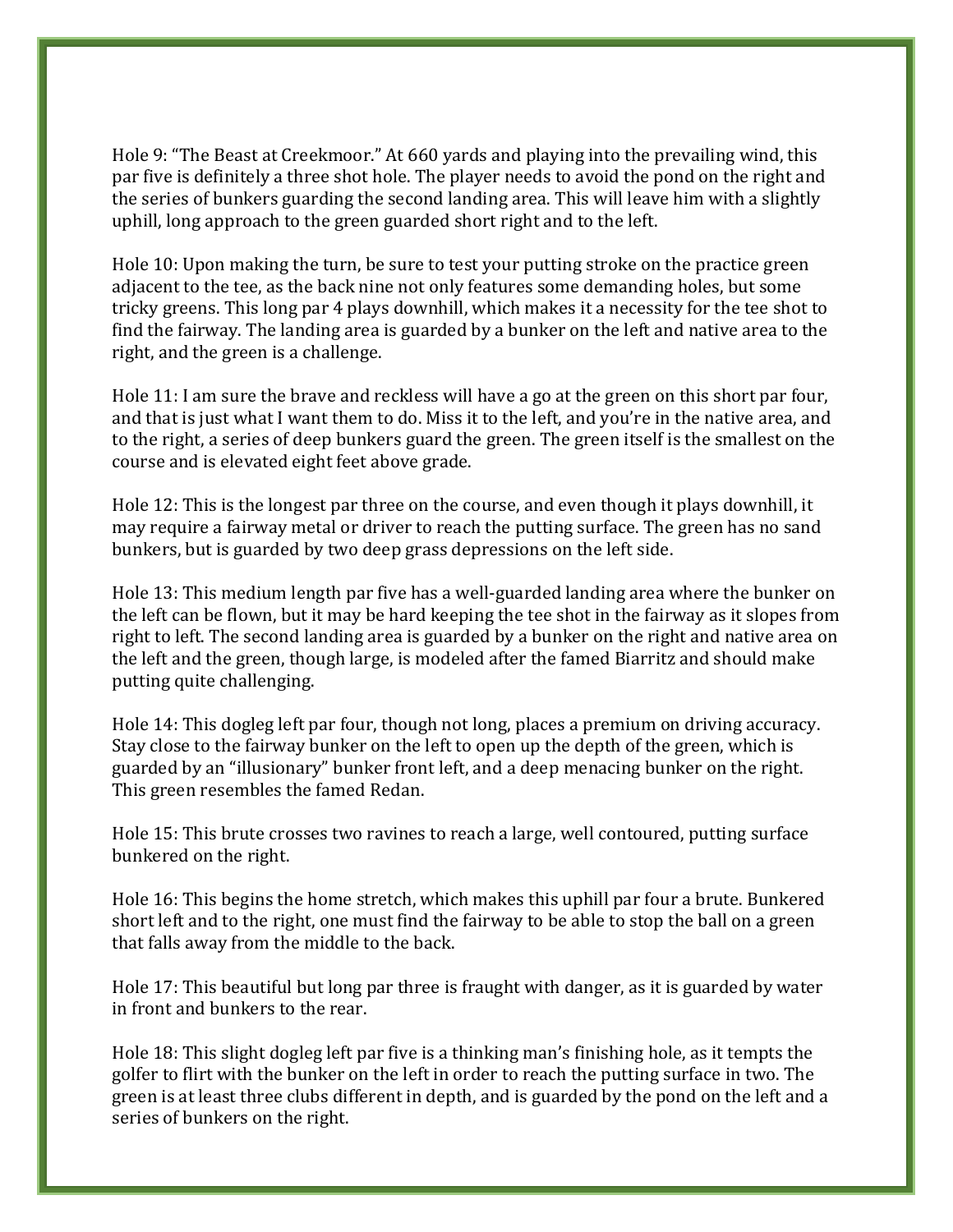Hole 9: "The Beast at Creekmoor." At 660 yards and playing into the prevailing wind, this par five is definitely a three shot hole. The player needs to avoid the pond on the right and the series of bunkers guarding the second landing area. This will leave him with a slightly uphill, long approach to the green guarded short right and to the left.

Hole 10: Upon making the turn, be sure to test your putting stroke on the practice green adjacent to the tee, as the back nine not only features some demanding holes, but some tricky greens. This long par 4 plays downhill, which makes it a necessity for the tee shot to find the fairway. The landing area is guarded by a bunker on the left and native area to the right, and the green is a challenge.

Hole 11: I am sure the brave and reckless will have a go at the green on this short par four, and that is just what I want them to do. Miss it to the left, and you're in the native area, and to the right, a series of deep bunkers guard the green. The green itself is the smallest on the course and is elevated eight feet above grade.

Hole 12: This is the longest par three on the course, and even though it plays downhill, it may require a fairway metal or driver to reach the putting surface. The green has no sand bunkers, but is guarded by two deep grass depressions on the left side.

Hole 13: This medium length par five has a well-guarded landing area where the bunker on the left can be flown, but it may be hard keeping the tee shot in the fairway as it slopes from right to left. The second landing area is guarded by a bunker on the right and native area on the left and the green, though large, is modeled after the famed Biarritz and should make putting quite challenging.

Hole 14: This dogleg left par four, though not long, places a premium on driving accuracy. Stay close to the fairway bunker on the left to open up the depth of the green, which is guarded by an "illusionary" bunker front left, and a deep menacing bunker on the right. This green resembles the famed Redan.

Hole 15: This brute crosses two ravines to reach a large, well contoured, putting surface bunkered on the right.

Hole 16: This begins the home stretch, which makes this uphill par four a brute. Bunkered short left and to the right, one must find the fairway to be able to stop the ball on a green that falls away from the middle to the back.

Hole 17: This beautiful but long par three is fraught with danger, as it is guarded by water in front and bunkers to the rear.

Hole 18: This slight dogleg left par five is a thinking man's finishing hole, as it tempts the golfer to flirt with the bunker on the left in order to reach the putting surface in two. The green is at least three clubs different in depth, and is guarded by the pond on the left and a series of bunkers on the right.